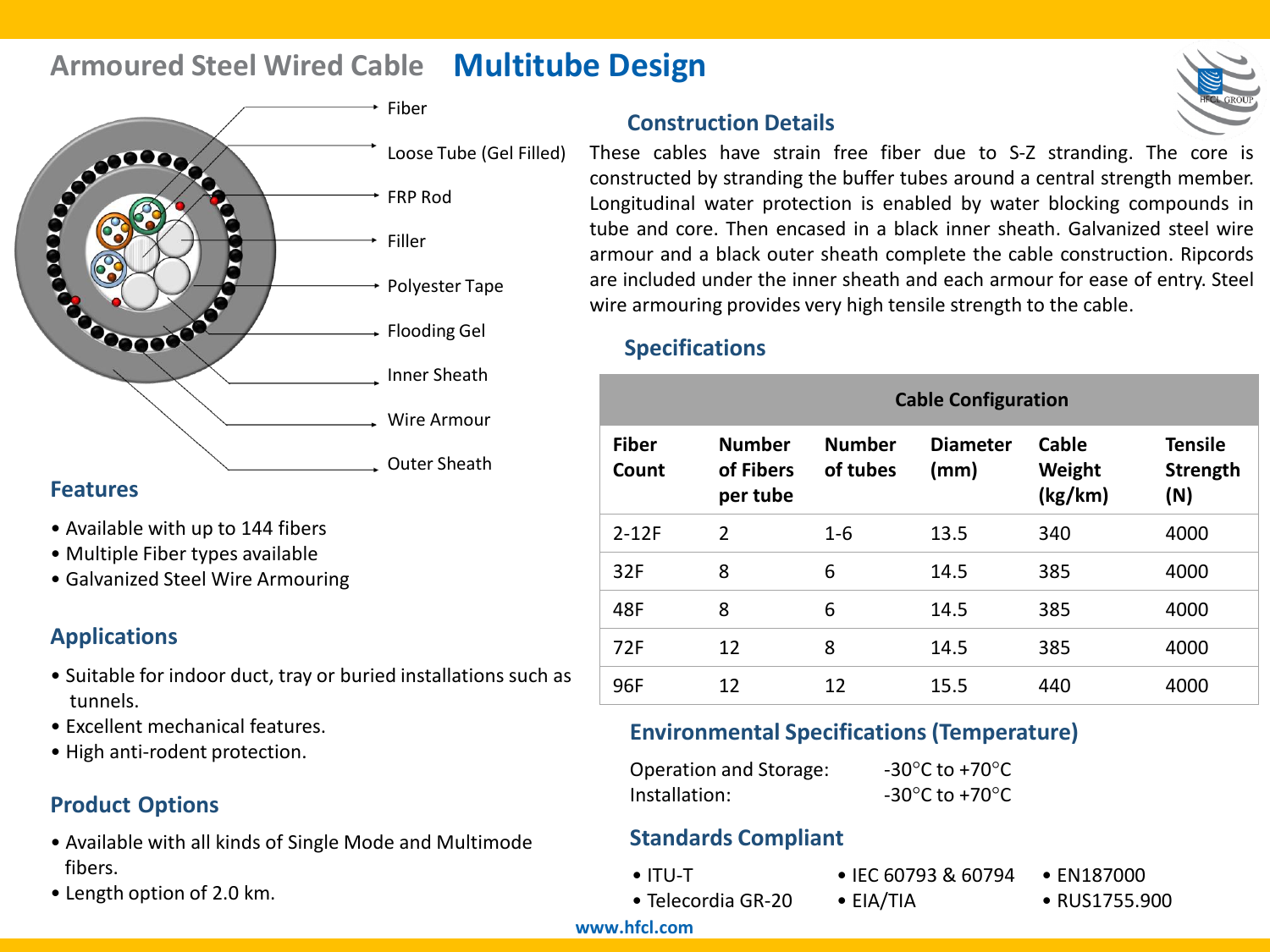# Armoured Steel Wired Cable **Multitube Design**

Fiber

Loose Tube (Gel Filled)

FRP Rod

Filler

Polyester Tape

Flooding Gel

Inner Sheath

Wire Armour

Outer Sheath

## Construction Details

These cables have strain free fiber due to S-Z stranding. The core is constructed by stranding the buffer tubes around a central strength member. Longitudinal water protection is enabled by water blocking compounds in tube and core. Then encased in a black inner sheath. Galvanized steel wire armour and a black outer sheath complete the cable construction. Ripcords are included under the inner sheath and each armour for ease of entry. Steel wire armouring provides very high tensile strength to the cable.

## Features

- Available with up to 144 fibers
- Multiple Fiber types available
- Galvanized Steel Wire Armouring

## Specifications

| Cable Configuration | | | | | |
|---|---|---|---|---|---|
| **Fiber Count** | **Number of Fibers per tube** | **Number of tubes** | **Diameter (mm)** | **Cable Weight (kg/km)** | **Tensile Strength (N)** |
| 2-12F | 2 | 1-6 | 13.5 | 340 | 4000 |
| 32F | 8 | 6 | 14.5 | 385 | 4000 |
| 48F | 8 | 6 | 14.5 | 385 | 4000 |
| 72F | 12 | 8 | 14.5 | 385 | 4000 |
| 96F | 12 | 12 | 15.5 | 440 | 4000 |

## Applications

- Suitable for indoor duct, tray or buried installations such as tunnels.
- Excellent mechanical features.
- High anti-rodent protection.

## Environmental Specifications (Temperature)

Operation and Storage: -30°C to +70°C

Installation: -30°C to +70°C

## Product Options

- Available with all kinds of Single Mode and Multimode fibers.
- Length option of 2.0 km.

## Standards Compliant

- ITU-T
- Telecordia GR-20
- IEC 60793 & 60794
- EIA/TIA
- EN187000
- RUS1755.900

www.hfcl.com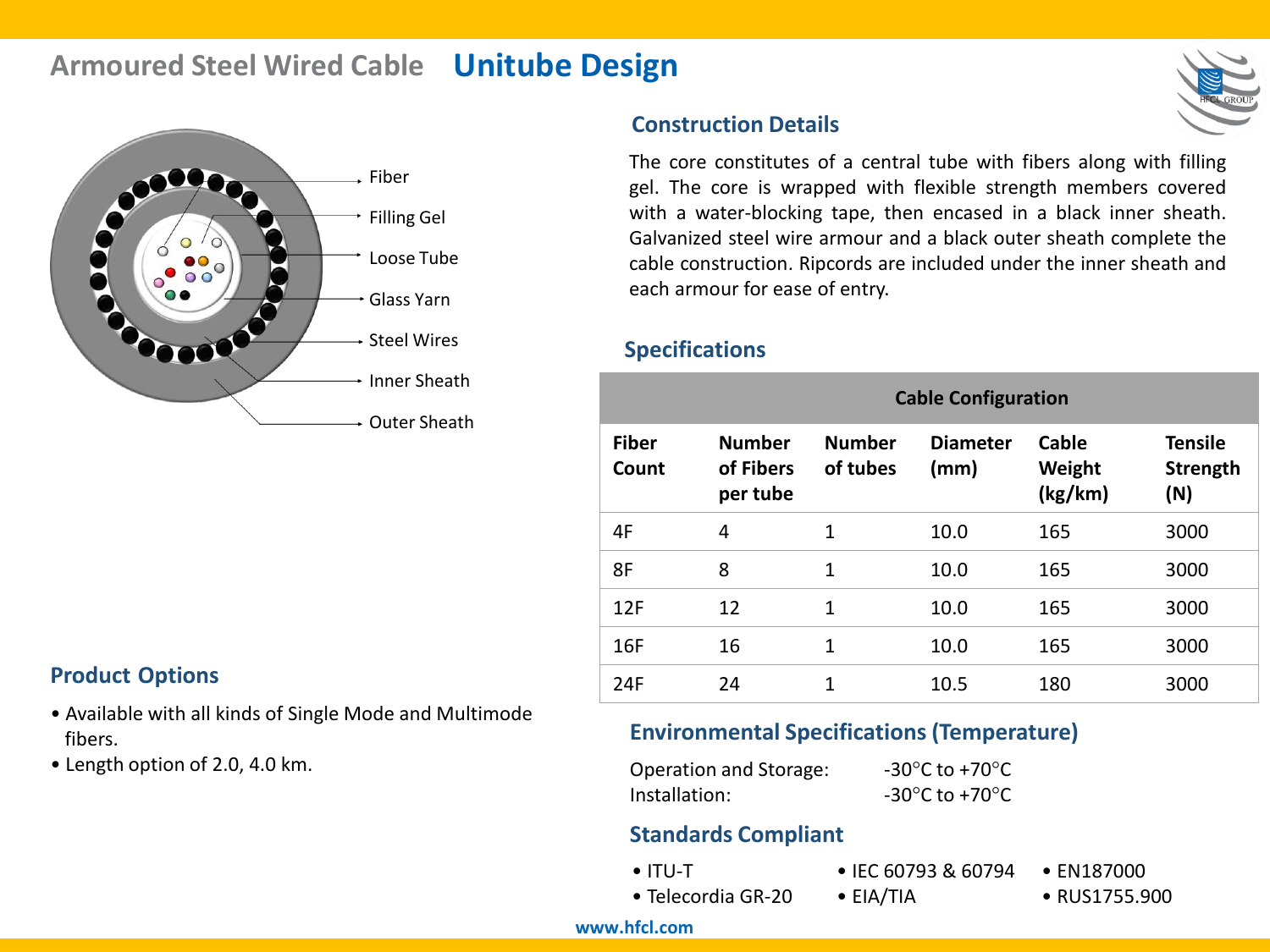# Armoured Steel Wired Cable **Unitube Design**

Fiber
Filling Gel
Loose Tube
Glass Yarn
Steel Wires
Inner Sheath
Outer Sheath

## Construction Details

The core constitutes of a central tube with fibers along with filling gel. The core is wrapped with flexible strength members covered with a water-blocking tape, then encased in a black inner sheath. Galvanized steel wire armour and a black outer sheath complete the cable construction. Ripcords are included under the inner sheath and each armour for ease of entry.

## Specifications

| Cable Configuration | | | | | |
|---|---|---|---|---|---|
| **Fiber Count** | **Number of Fibers per tube** | **Number of tubes** | **Diameter (mm)** | **Cable Weight (kg/km)** | **Tensile Strength (N)** |
| 4F | 4 | 1 | 10.0 | 165 | 3000 |
| 8F | 8 | 1 | 10.0 | 165 | 3000 |
| 12F | 12 | 1 | 10.0 | 165 | 3000 |
| 16F | 16 | 1 | 10.0 | 165 | 3000 |
| 24F | 24 | 1 | 10.5 | 180 | 3000 |

## Product Options

- Available with all kinds of Single Mode and Multimode fibers.
- Length option of 2.0, 4.0 km.

## Environmental Specifications (Temperature)

Operation and Storage: -30°C to +70°C
Installation: -30°C to +70°C

## Standards Compliant

- ITU-T
- Telecordia GR-20
- IEC 60793 & 60794
- EIA/TIA
- EN187000
- RUS1755.900

www.hfcl.com